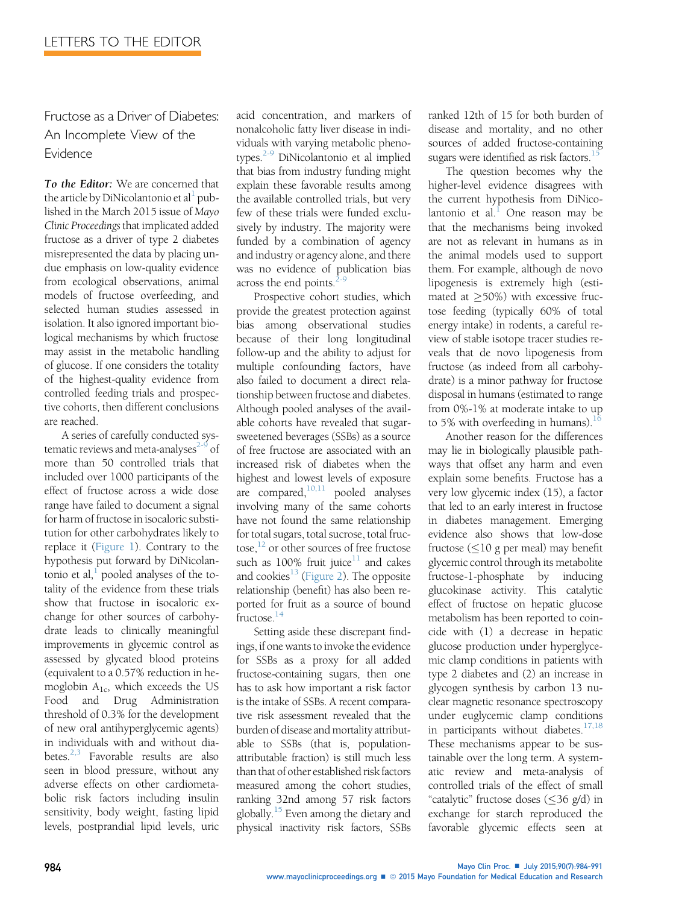# LETTERS TO THE EDITOR

## Fructose as a Driver of Diabetes: An Incomplete View of the Evidence

***To the Editor:*** We are concerned that the article by DiNicolantonio et al[1] published in the March 2015 issue of *Mayo Clinic Proceedings* that implicated added fructose as a driver of type 2 diabetes misrepresented the data by placing undue emphasis on low-quality evidence from ecological observations, animal models of fructose overfeeding, and selected human studies assessed in isolation. It also ignored important biological mechanisms by which fructose may assist in the metabolic handling of glucose. If one considers the totality of the highest-quality evidence from controlled feeding trials and prospective cohorts, then different conclusions are reached.

A series of carefully conducted systematic reviews and meta-analyses[2-9] of more than 50 controlled trials that included over 1000 participants of the effect of fructose across a wide dose range have failed to document a signal for harm of fructose in isocaloric substitution for other carbohydrates likely to replace it (Figure 1). Contrary to the hypothesis put forward by DiNicolantonio et al,[1] pooled analyses of the totality of the evidence from these trials show that fructose in isocaloric exchange for other sources of carbohydrate leads to clinically meaningful improvements in glycemic control as assessed by glycated blood proteins (equivalent to a 0.57% reduction in hemoglobin $A_{1c}$, which exceeds the US Food and Drug Administration threshold of 0.3% for the development of new oral antihyperglycemic agents) in individuals with and without diabetes.[2,3] Favorable results are also seen in blood pressure, without any adverse effects on other cardiometabolic risk factors including insulin sensitivity, body weight, fasting lipid levels, postprandial lipid levels, uric acid concentration, and markers of nonalcoholic fatty liver disease in individuals with varying metabolic phenotypes.[2-9] DiNicolantonio et al implied that bias from industry funding might explain these favorable results among the available controlled trials, but very few of these trials were funded exclusively by industry. The majority were funded by a combination of agency and industry or agency alone, and there was no evidence of publication bias across the end points.[2-9]

Prospective cohort studies, which provide the greatest protection against bias among observational studies because of their long longitudinal follow-up and the ability to adjust for multiple confounding factors, have also failed to document a direct relationship between fructose and diabetes. Although pooled analyses of the available cohorts have revealed that sugar-sweetened beverages (SSBs) as a source of free fructose are associated with an increased risk of diabetes when the highest and lowest levels of exposure are compared,[10,11] pooled analyses involving many of the same cohorts have not found the same relationship for total sugars, total sucrose, total fructose,[12] or other sources of free fructose such as 100% fruit juice[11] and cakes and cookies[13] (Figure 2). The opposite relationship (benefit) has also been reported for fruit as a source of bound fructose.[14]

Setting aside these discrepant findings, if one wants to invoke the evidence for SSBs as a proxy for all added fructose-containing sugars, then one has to ask how important a risk factor is the intake of SSBs. A recent comparative risk assessment revealed that the burden of disease and mortality attributable to SSBs (that is, population-attributable fraction) is still much less than that of other established risk factors measured among the cohort studies, ranking 32nd among 57 risk factors globally.[15] Even among the dietary and physical inactivity risk factors, SSBs ranked 12th of 15 for both burden of disease and mortality, and no other sources of added fructose-containing sugars were identified as risk factors.[15]

The question becomes why the higher-level evidence disagrees with the current hypothesis from DiNicolantonio et al.[1] One reason may be that the mechanisms being invoked are not as relevant in humans as in the animal models used to support them. For example, although de novo lipogenesis is extremely high (estimated at ≥50%) with excessive fructose feeding (typically 60% of total energy intake) in rodents, a careful review of stable isotope tracer studies reveals that de novo lipogenesis from fructose (as indeed from all carbohydrate) is a minor pathway for fructose disposal in humans (estimated to range from 0%-1% at moderate intake to up to 5% with overfeeding in humans).[16]

Another reason for the differences may lie in biologically plausible pathways that offset any harm and even explain some benefits. Fructose has a very low glycemic index (15), a factor that led to an early interest in fructose in diabetes management. Emerging evidence also shows that low-dose fructose (≤10 g per meal) may benefit glycemic control through its metabolite fructose-1-phosphate by inducing glucokinase activity. This catalytic effect of fructose on hepatic glucose metabolism has been reported to coincide with (1) a decrease in hepatic glucose production under hyperglycemic clamp conditions in patients with type 2 diabetes and (2) an increase in glycogen synthesis by carbon 13 nuclear magnetic resonance spectroscopy under euglycemic clamp conditions in participants without diabetes.[17,18] These mechanisms appear to be sustainable over the long term. A systematic review and meta-analysis of controlled trials of the effect of small "catalytic" fructose doses (≤36 g/d) in exchange for starch reproduced the favorable glycemic effects seen at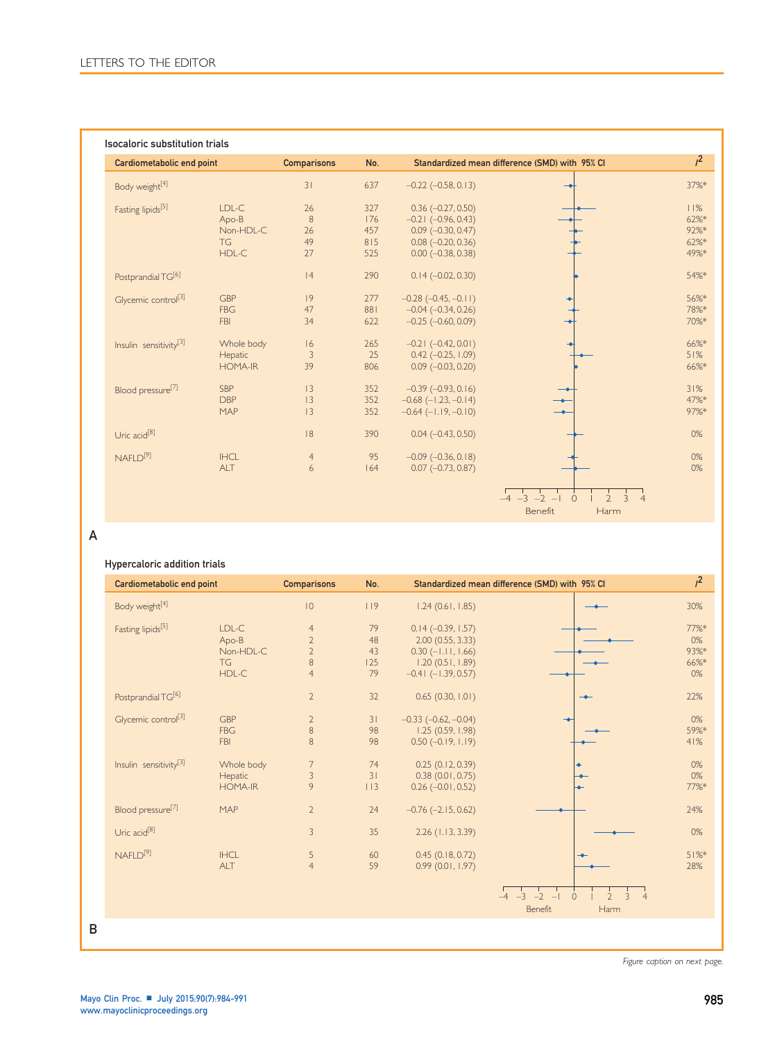### Isocaloric substitution trials

| Cardiometabolic end point | | Comparisons | No. | Standardized mean difference (SMD) with 95% CI | $I^2$ |
|---|---|---|---|---|---|
| Body weight[4] | | 31 | 637 | −0.22 (−0.58, 0.13) | 37%* |
| Fasting lipids[5] | LDL-C | 26 | 327 | 0.36 (−0.27, 0.50) | 11% |
| | Apo-B | 8 | 176 | −0.21 (−0.96, 0.43) | 62%* |
| | Non-HDL-C | 26 | 457 | 0.09 (−0.30, 0.47) | 92%* |
| | TG | 49 | 815 | 0.08 (−0.20, 0.36) | 62%* |
| | HDL-C | 27 | 525 | 0.00 (−0.38, 0.38) | 49%* |
| Postprandial TG[6] | | 14 | 290 | 0.14 (−0.02, 0.30) | 54%* |
| Glycemic control[3] | GBP | 19 | 277 | −0.28 (−0.45, −0.11) | 56%* |
| | FBG | 47 | 881 | −0.04 (−0.34, 0.26) | 78%* |
| | FBI | 34 | 622 | −0.25 (−0.60, 0.09) | 70%* |
| Insulin sensitivity[3] | Whole body | 16 | 265 | −0.21 (−0.42, 0.01) | 66%* |
| | Hepatic | 3 | 25 | 0.42 (−0.25, 1.09) | 51% |
| | HOMA-IR | 39 | 806 | 0.09 (−0.03, 0.20) | 66%* |
| Blood pressure[7] | SBP | 13 | 352 | −0.39 (−0.93, 0.16) | 31% |
| | DBP | 13 | 352 | −0.68 (−1.23, −0.14) | 47%* |
| | MAP | 13 | 352 | −0.64 (−1.19, −0.10) | 97%* |
| Uric acid[8] | | 18 | 390 | 0.04 (−0.43, 0.50) | 0% |
| NAFLD[9] | IHCL | 4 | 95 | −0.09 (−0.36, 0.18) | 0% |
| | ALT | 6 | 164 | 0.07 (−0.73, 0.87) | 0% |

−4 −3 −2 −1 0 1 2 3 4

Benefit Harm

A

### Hypercaloric addition trials

| Cardiometabolic end point | | Comparisons | No. | Standardized mean difference (SMD) with 95% CI | $I^2$ |
|---|---|---|---|---|---|
| Body weight[4] | | 10 | 119 | 1.24 (0.61, 1.85) | 30% |
| Fasting lipids[5] | LDL-C | 4 | 79 | 0.14 (−0.39, 1.57) | 77%* |
| | Apo-B | 2 | 48 | 2.00 (0.55, 3.33) | 0% |
| | Non-HDL-C | 2 | 43 | 0.30 (−1.11, 1.66) | 93%* |
| | TG | 8 | 125 | 1.20 (0.51, 1.89) | 66%* |
| | HDL-C | 4 | 79 | −0.41 (−1.39, 0.57) | 0% |
| Postprandial TG[6] | | 2 | 32 | 0.65 (0.30, 1.01) | 22% |
| Glycemic control[3] | GBP | 2 | 31 | −0.33 (−0.62, −0.04) | 0% |
| | FBG | 8 | 98 | 1.25 (0.59, 1.98) | 59%* |
| | FBI | 8 | 98 | 0.50 (−0.19, 1.19) | 41% |
| Insulin sensitivity[3] | Whole body | 7 | 74 | 0.25 (0.12, 0.39) | 0% |
| | Hepatic | 3 | 31 | 0.38 (0.01, 0.75) | 0% |
| | HOMA-IR | 9 | 113 | 0.26 (−0.01, 0.52) | 77%* |
| Blood pressure[7] | MAP | 2 | 24 | −0.76 (−2.15, 0.62) | 24% |
| Uric acid[8] | | 3 | 35 | 2.26 (1.13, 3.39) | 0% |
| NAFLD[9] | IHCL | 5 | 60 | 0.45 (0.18, 0.72) | 51%* |
| | ALT | 4 | 59 | 0.99 (0.01, 1.97) | 28% |

−4 −3 −2 −1 0 1 2 3 4

Benefit Harm

B

*Figure caption on next page.*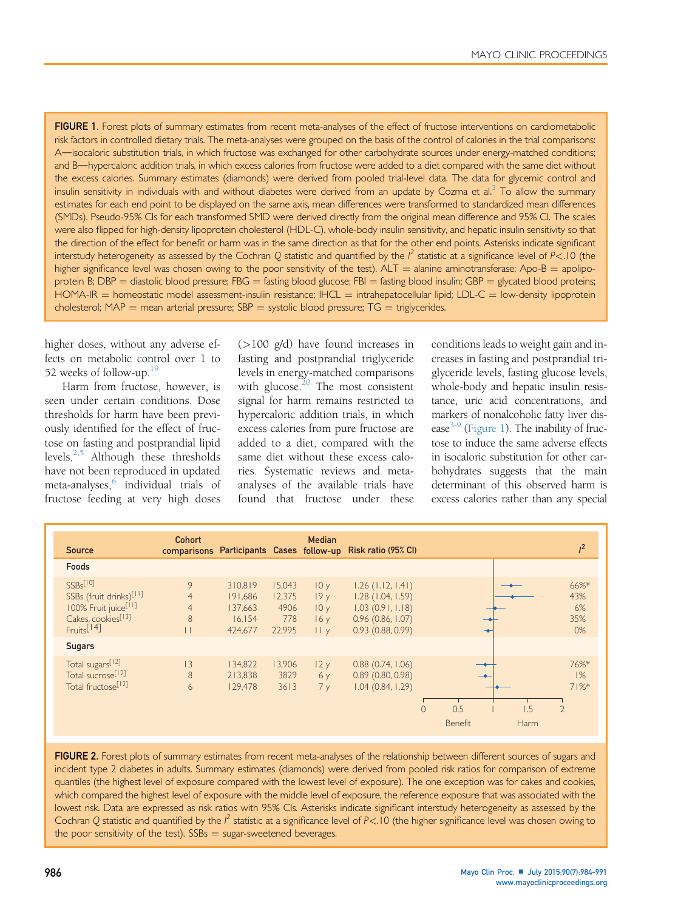**FIGURE 1.** Forest plots of summary estimates from recent meta-analyses of the effect of fructose interventions on cardiometabolic risk factors in controlled dietary trials. The meta-analyses were grouped on the basis of the control of calories in the trial comparisons: A—isocaloric substitution trials, in which fructose was exchanged for other carbohydrate sources under energy-matched conditions; and B—hypercaloric addition trials, in which excess calories from fructose were added to a diet compared with the same diet without the excess calories. Summary estimates (diamonds) were derived from pooled trial-level data. The data for glycemic control and insulin sensitivity in individuals with and without diabetes were derived from an update by Cozma et al.[3] To allow the summary estimates for each end point to be displayed on the same axis, mean differences were transformed to standardized mean differences (SMDs). Pseudo-95% CIs for each transformed SMD were derived directly from the original mean difference and 95% CI. The scales were also flipped for high-density lipoprotein cholesterol (HDL-C), whole-body insulin sensitivity, and hepatic insulin sensitivity so that the direction of the effect for benefit or harm was in the same direction as that for the other end points. Asterisks indicate significant interstudy heterogeneity as assessed by the Cochran Q statistic and quantified by the $I^2$ statistic at a significance level of $P<.10$ (the higher significance level was chosen owing to the poor sensitivity of the test). ALT = alanine aminotransferase; Apo-B = apolipoprotein B; DBP = diastolic blood pressure; FBG = fasting blood glucose; FBI = fasting blood insulin; GBP = glycated blood proteins; HOMA-IR = homeostatic model assessment-insulin resistance; IHCL = intrahepatocellular lipid; LDL-C = low-density lipoprotein cholesterol; MAP = mean arterial pressure; SBP = systolic blood pressure; TG = triglycerides.

higher doses, without any adverse effects on metabolic control over 1 to 52 weeks of follow-up.[19]

Harm from fructose, however, is seen under certain conditions. Dose thresholds for harm have been previously identified for the effect of fructose on fasting and postprandial lipid levels,[2,5] Although these thresholds have not been reproduced in updated meta-analyses,[6] individual trials of fructose feeding at very high doses (>100 g/d) have found increases in fasting and postprandial triglyceride levels in energy-matched comparisons with glucose.[20] The most consistent signal for harm remains restricted to hypercaloric addition trials, in which excess calories from pure fructose are added to a diet, compared with the same diet without these excess calories. Systematic reviews and meta-analyses of the available trials have found that fructose under these conditions leads to weight gain and increases in fasting and postprandial triglyceride levels, fasting glucose levels, whole-body and hepatic insulin resistance, uric acid concentrations, and markers of nonalcoholic fatty liver disease[3-9] (Figure 1). The inability of fructose to induce the same adverse effects in isocaloric substitution for other carbohydrates suggests that the main determinant of this observed harm is excess calories rather than any special

| Source | Cohort comparisons | Participants | Cases | Median follow-up | Risk ratio (95% CI) | $I^2$ |
|---|---|---|---|---|---|---|
| **Foods** | | | | | | |
| SSBs[10] | 9 | 310,819 | 15,043 | 10 y | 1.26 (1.12, 1.41) | 66%* |
| SSBs (fruit drinks)[11] | 4 | 191,686 | 12,375 | 19 y | 1.28 (1.04, 1.59) | 43% |
| 100% Fruit juice[11] | 4 | 137,663 | 4906 | 10 y | 1.03 (0.91, 1.18) | 6% |
| Cakes, cookies[13] | 8 | 16,154 | 778 | 16 y | 0.96 (0.86, 1.07) | 35% |
| Fruits[14] | 11 | 424,677 | 22,995 | 11 y | 0.93 (0.88, 0.99) | 0% |
| **Sugars** | | | | | | |
| Total sugars[12] | 13 | 134,822 | 13,906 | 12 y | 0.88 (0.74, 1.06) | 76%* |
| Total sucrose[12] | 8 | 213,838 | 3829 | 6 y | 0.89 (0.80, 0.98) | 1% |
| Total fructose[12] | 6 | 129,478 | 3613 | 7 y | 1.04 (0.84, 1.29) | 71%* |

**FIGURE 2.** Forest plots of summary estimates from recent meta-analyses of the relationship between different sources of sugars and incident type 2 diabetes in adults. Summary estimates (diamonds) were derived from pooled risk ratios for comparison of extreme quantiles (the highest level of exposure compared with the lowest level of exposure). The one exception was for cakes and cookies, which compared the highest level of exposure with the middle level of exposure, the reference exposure that was associated with the lowest risk. Data are expressed as risk ratios with 95% CIs. Asterisks indicate significant interstudy heterogeneity as assessed by the Cochran Q statistic and quantified by the $I^2$ statistic at a significance level of $P<.10$ (the higher significance level was chosen owing to the poor sensitivity of the test). SSBs = sugar-sweetened beverages.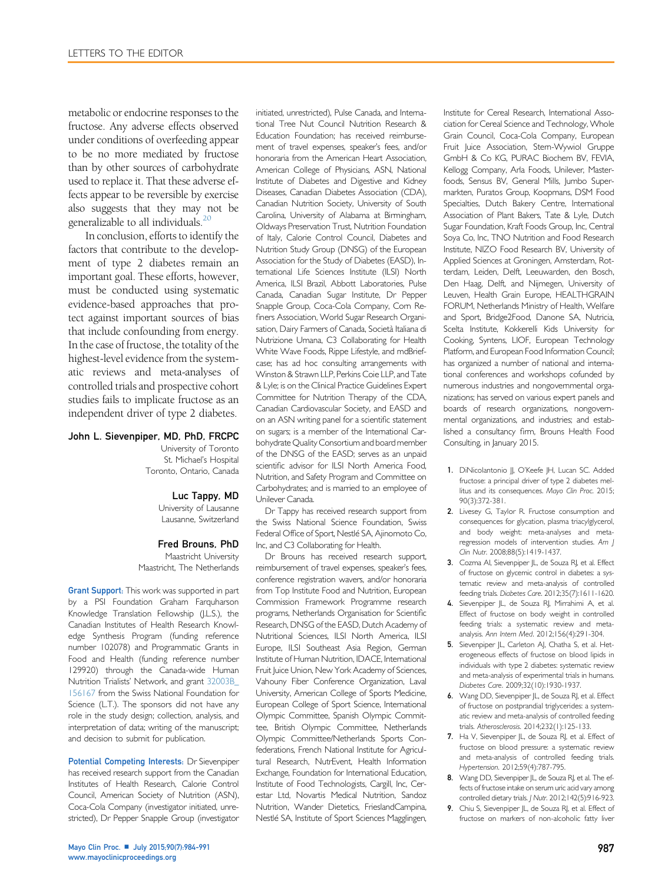metabolic or endocrine responses to the fructose. Any adverse effects observed under conditions of overfeeding appear to be no more mediated by fructose than by other sources of carbohydrate used to replace it. That these adverse effects appear to be reversible by exercise also suggests that they may not be generalizable to all individuals.[20]

In conclusion, efforts to identify the factors that contribute to the development of type 2 diabetes remain an important goal. These efforts, however, must be conducted using systematic evidence-based approaches that protect against important sources of bias that include confounding from energy. In the case of fructose, the totality of the highest-level evidence from the systematic reviews and meta-analyses of controlled trials and prospective cohort studies fails to implicate fructose as an independent driver of type 2 diabetes.

**John L. Sievenpiper, MD, PhD, FRCPC**
University of Toronto
St. Michael's Hospital
Toronto, Ontario, Canada

**Luc Tappy, MD**
University of Lausanne
Lausanne, Switzerland

**Fred Brouns, PhD**
Maastricht University
Maastricht, The Netherlands

**Grant Support:** This work was supported in part by a PSI Foundation Graham Farquharson Knowledge Translation Fellowship (J.L.S.), the Canadian Institutes of Health Research Knowledge Synthesis Program (funding reference number 102078) and Programmatic Grants in Food and Health (funding reference number 129920) through the Canada-wide Human Nutrition Trialists' Network, and grant 32003B_156167 from the Swiss National Foundation for Science (L.T.). The sponsors did not have any role in the study design; collection, analysis, and interpretation of data; writing of the manuscript; and decision to submit for publication.

**Potential Competing Interests:** Dr Sievenpiper has received research support from the Canadian Institutes of Health Research, Calorie Control Council, American Society of Nutrition (ASN), Coca-Cola Company (investigator initiated, unrestricted), Dr Pepper Snapple Group (investigator initiated, unrestricted), Pulse Canada, and International Tree Nut Council Nutrition Research & Education Foundation; has received reimbursement of travel expenses, speaker's fees, and/or honoraria from the American Heart Association, American College of Physicians, ASN, National Institute of Diabetes and Digestive and Kidney Diseases, Canadian Diabetes Association (CDA), Canadian Nutrition Society, University of South Carolina, University of Alabama at Birmingham, Oldways Preservation Trust, Nutrition Foundation of Italy, Calorie Control Council, Diabetes and Nutrition Study Group (DNSG) of the European Association for the Study of Diabetes (EASD), International Life Sciences Institute (ILSI) North America, ILSI Brazil, Abbott Laboratories, Pulse Canada, Canadian Sugar Institute, Dr Pepper Snapple Group, Coca-Cola Company, Corn Refiners Association, World Sugar Research Organisation, Dairy Farmers of Canada, Società Italiana di Nutrizione Umana, C3 Collaborating for Health White Wave Foods, Rippe Lifestyle, and mdBriefcase; has ad hoc consulting arrangements with Winston & Strawn LLP, Perkins Coie LLP, and Tate & Lyle; is on the Clinical Practice Guidelines Expert Committee for Nutrition Therapy of the CDA, Canadian Cardiovascular Society, and EASD and on an ASN writing panel for a scientific statement on sugars; is a member of the International Carbohydrate Quality Consortium and board member of the DNSG of the EASD; serves as an unpaid scientific advisor for ILSI North America Food, Nutrition, and Safety Program and Committee on Carbohydrates; and is married to an employee of Unilever Canada.

Dr Tappy has received research support from the Swiss National Science Foundation, Swiss Federal Office of Sport, Nestlé SA, Ajinomoto Co, Inc, and C3 Collaborating for Health.

Dr Brouns has received research support, reimbursement of travel expenses, speaker's fees, conference registration wavers, and/or honoraria from Top Institute Food and Nutrition, European Commission Framework Programme research programs, Netherlands Organisation for Scientific Research, DNSG of the EASD, Dutch Academy of Nutritional Sciences, ILSI North America, ILSI Europe, ILSI Southeast Asia Region, German Institute of Human Nutrition, IDACE, International Fruit Juice Union, New York Academy of Sciences, Vahouny Fiber Conference Organization, Laval University, American College of Sports Medicine, European College of Sport Science, International Olympic Committee, Spanish Olympic Committee, British Olympic Committee, Netherlands Olympic Committee/Netherlands Sports Confederations, French National Institute for Agricultural Research, NutrEvent, Health Information Exchange, Foundation for International Education, Institute of Food Technologists, Cargill, Inc, Cerestar Ltd, Novartis Medical Nutrition, Sandoz Nutrition, Wander Dietetics, FrieslandCampina, Nestlé SA, Institute of Sport Sciences Magglingen, Institute for Cereal Research, International Association for Cereal Science and Technology, Whole Grain Council, Coca-Cola Company, European Fruit Juice Association, Stern-Wywiol Gruppe GmbH & Co KG, PURAC Biochem BV, FEVIA, Kellogg Company, Arla Foods, Unilever, Masterfoods, Sensus BV, General Mills, Jumbo Supermarkten, Puratos Group, Koopmans, DSM Food Specialties, Dutch Bakery Centre, International Association of Plant Bakers, Tate & Lyle, Dutch Sugar Foundation, Kraft Foods Group, Inc, Central Soya Co, Inc, TNO Nutrition and Food Research Institute, NIZO Food Research BV, University of Applied Sciences at Groningen, Amsterdam, Rotterdam, Leiden, Delft, Leeuwarden, den Bosch, Den Haag, Delft, and Nijmegen, University of Leuven, Health Grain Europe, HEALTHGRAIN FORUM, Netherlands Ministry of Health, Welfare and Sport, Bridge2Food, Danone SA, Nutricia, Scelta Institute, Kokkerelli Kids University for Cooking, Syntens, LIOF, European Technology Platform, and European Food Information Council; has organized a number of national and international conferences and workshops cofunded by numerous industries and nongovernmental organizations; has served on various expert panels and boards of research organizations, nongovernmental organizations, and industries; and established a consultancy firm, Brouns Health Food Consulting, in January 2015.

1. DiNicolantonio JJ, O'Keefe JH, Lucan SC. Added fructose: a principal driver of type 2 diabetes mellitus and its consequences. *Mayo Clin Proc.* 2015; 90(3):372-381.
2. Livesey G, Taylor R. Fructose consumption and consequences for glycation, plasma triacylglycerol, and body weight: meta-analyses and meta-regression models of intervention studies. *Am J Clin Nutr.* 2008;88(5):1419-1437.
3. Cozma AI, Sievenpiper JL, de Souza RJ, et al. Effect of fructose on glycemic control in diabetes: a systematic review and meta-analysis of controlled feeding trials. *Diabetes Care.* 2012;35(7):1611-1620.
4. Sievenpiper JL, de Souza RJ, Mirrahimi A, et al. Effect of fructose on body weight in controlled feeding trials: a systematic review and meta-analysis. *Ann Intern Med.* 2012;156(4):291-304.
5. Sievenpiper JL, Carleton AJ, Chatha S, et al. Heterogeneous effects of fructose on blood lipids in individuals with type 2 diabetes: systematic review and meta-analysis of experimental trials in humans. *Diabetes Care.* 2009;32(10):1930-1937.
6. Wang DD, Sievenpiper JL, de Souza RJ, et al. Effect of fructose on postprandial triglycerides: a systematic review and meta-analysis of controlled feeding trials. *Atherosclerosis.* 2014;232(1):125-133.
7. Ha V, Sievenpiper JL, de Souza RJ, et al. Effect of fructose on blood pressure: a systematic review and meta-analysis of controlled feeding trials. *Hypertension.* 2012;59(4):787-795.
8. Wang DD, Sievenpiper JL, de Souza RJ, et al. The effects of fructose intake on serum uric acid vary among controlled dietary trials. *J Nutr.* 2012;142(5):916-923.
9. Chiu S, Sievenpiper JL, de Souza RJ, et al. Effect of fructose on markers of non-alcoholic fatty liver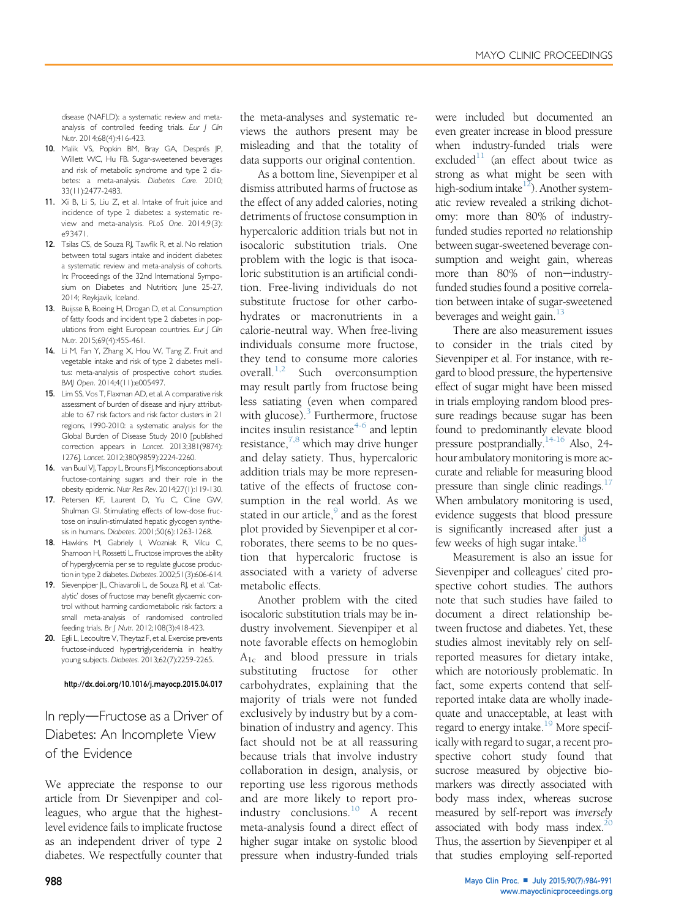disease (NAFLD): a systematic review and meta-analysis of controlled feeding trials. *Eur J Clin Nutr*. 2014;68(4):416-423.

10. Malik VS, Popkin BM, Bray GA, Després JP, Willett WC, Hu FB. Sugar-sweetened beverages and risk of metabolic syndrome and type 2 diabetes: a meta-analysis. *Diabetes Care*. 2010; 33(11):2477-2483.
11. Xi B, Li S, Liu Z, et al. Intake of fruit juice and incidence of type 2 diabetes: a systematic review and meta-analysis. *PLoS One*. 2014;9(3): e93471.
12. Tsilas CS, de Souza RJ, Tawfik R, et al. No relation between total sugars intake and incident diabetes: a systematic review and meta-analysis of cohorts. In: Proceedings of the 32nd International Symposium on Diabetes and Nutrition; June 25-27, 2014; Reykjavik, Iceland.
13. Buijsse B, Boeing H, Drogan D, et al. Consumption of fatty foods and incident type 2 diabetes in populations from eight European countries. *Eur J Clin Nutr*. 2015;69(4):455-461.
14. Li M, Fan Y, Zhang X, Hou W, Tang Z. Fruit and vegetable intake and risk of type 2 diabetes mellitus: meta-analysis of prospective cohort studies. *BMJ Open*. 2014;4(11):e005497.
15. Lim SS, Vos T, Flaxman AD, et al. A comparative risk assessment of burden of disease and injury attributable to 67 risk factors and risk factor clusters in 21 regions, 1990-2010: a systematic analysis for the Global Burden of Disease Study 2010 [published correction appears in *Lancet*. 2013;381(9874): 1276]. *Lancet*. 2012;380(9859):2224-2260.
16. van Buul VJ, Tappy L, Brouns FJ. Misconceptions about fructose-containing sugars and their role in the obesity epidemic. *Nutr Res Rev*. 2014;27(1):119-130.
17. Petersen KF, Laurent D, Yu C, Cline GW, Shulman GI. Stimulating effects of low-dose fructose on insulin-stimulated hepatic glycogen synthesis in humans. *Diabetes*. 2001;50(6):1263-1268.
18. Hawkins M, Gabriely I, Wozniak R, Vilcu C, Shamoon H, Rossetti L. Fructose improves the ability of hyperglycemia per se to regulate glucose production in type 2 diabetes. *Diabetes*. 2002;51(3):606-614.
19. Sievenpiper JL, Chiavaroli L, de Souza RJ, et al. 'Catalytic' doses of fructose may benefit glycaemic control without harming cardiometabolic risk factors: a small meta-analysis of randomised controlled feeding trials. *Br J Nutr*. 2012;108(3):418-423.
20. Egli L, Lecoultre V, Theytaz F, et al. Exercise prevents fructose-induced hypertriglyceridemia in healthy young subjects. *Diabetes*. 2013;62(7):2259-2265.

http://dx.doi.org/10.1016/j.mayocp.2015.04.017

## In reply—Fructose as a Driver of Diabetes: An Incomplete View of the Evidence

We appreciate the response to our article from Dr Sievenpiper and colleagues, who argue that the highest-level evidence fails to implicate fructose as an independent driver of type 2 diabetes. We respectfully counter that the meta-analyses and systematic reviews the authors present may be misleading and that the totality of data supports our original contention.

As a bottom line, Sievenpiper et al dismiss attributed harms of fructose as the effect of any added calories, noting detriments of fructose consumption in hypercaloric addition trials but not in isocaloric substitution trials. One problem with the logic is that isocaloric substitution is an artificial condition. Free-living individuals do not substitute fructose for other carbohydrates or macronutrients in a calorie-neutral way. When free-living individuals consume more fructose, they tend to consume more calories overall.[1,2] Such overconsumption may result partly from fructose being less satiating (even when compared with glucose).[3] Furthermore, fructose incites insulin resistance[4-6] and leptin resistance,[7,8] which may drive hunger and delay satiety. Thus, hypercaloric addition trials may be more representative of the effects of fructose consumption in the real world. As we stated in our article,[9] and as the forest plot provided by Sievenpiper et al corroborates, there seems to be no question that hypercaloric fructose is associated with a variety of adverse metabolic effects.

Another problem with the cited isocaloric substitution trials may be industry involvement. Sievenpiper et al note favorable effects on hemoglobin $A_{1c}$ and blood pressure in trials substituting fructose for other carbohydrates, explaining that the majority of trials were not funded exclusively by industry but by a combination of industry and agency. This fact should not be at all reassuring because trials that involve industry collaboration in design, analysis, or reporting use less rigorous methods and are more likely to report pro-industry conclusions.[10] A recent meta-analysis found a direct effect of higher sugar intake on systolic blood pressure when industry-funded trials were included but documented an even greater increase in blood pressure when industry-funded trials were excluded[11] (an effect about twice as strong as what might be seen with high-sodium intake[12]). Another systematic review revealed a striking dichotomy: more than 80% of industry-funded studies reported *no* relationship between sugar-sweetened beverage consumption and weight gain, whereas more than 80% of non–industry-funded studies found a positive correlation between intake of sugar-sweetened beverages and weight gain.[13]

There are also measurement issues to consider in the trials cited by Sievenpiper et al. For instance, with regard to blood pressure, the hypertensive effect of sugar might have been missed in trials employing random blood pressure readings because sugar has been found to predominantly elevate blood pressure postprandially.[14-16] Also, 24-hour ambulatory monitoring is more accurate and reliable for measuring blood pressure than single clinic readings.[17] When ambulatory monitoring is used, evidence suggests that blood pressure is significantly increased after just a few weeks of high sugar intake.[18]

Measurement is also an issue for Sievenpiper and colleagues' cited prospective cohort studies. The authors note that such studies have failed to document a direct relationship between fructose and diabetes. Yet, these studies almost inevitably rely on self-reported measures for dietary intake, which are notoriously problematic. In fact, some experts contend that self-reported intake data are wholly inadequate and unacceptable, at least with regard to energy intake.[19] More specifically with regard to sugar, a recent prospective cohort study found that sucrose measured by objective biomarkers was directly associated with body mass index, whereas sucrose measured by self-report was *inversely* associated with body mass index.[20] Thus, the assertion by Sievenpiper et al that studies employing self-reported